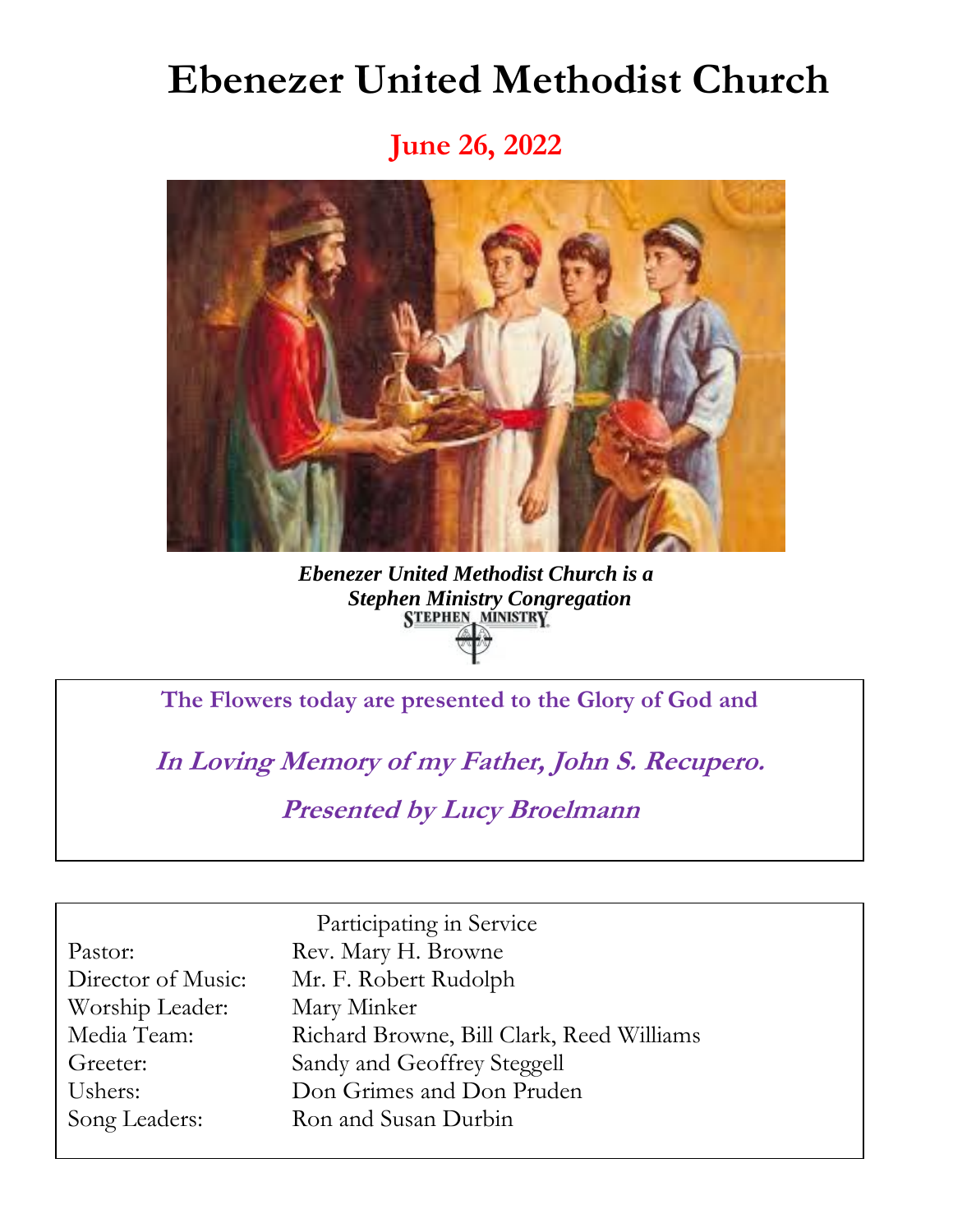# Ebenezer United Methodist Church

## June 26, 2022

***Ebenezer United Methodist Church is a Stephen Ministry Congregation***

STEPHEN MINISTRY

**The Flowers today are presented to the Glory of God and**

***In Loving Memory of my Father, John S. Recupero.***

***Presented by Lucy Broelmann***

Participating in Service

| | |
|---|---|
| Pastor: | Rev. Mary H. Browne |
| Director of Music: | Mr. F. Robert Rudolph |
| Worship Leader: | Mary Minker |
| Media Team: | Richard Browne, Bill Clark, Reed Williams |
| Greeter: | Sandy and Geoffrey Steggell |
| Ushers: | Don Grimes and Don Pruden |
| Song Leaders: | Ron and Susan Durbin |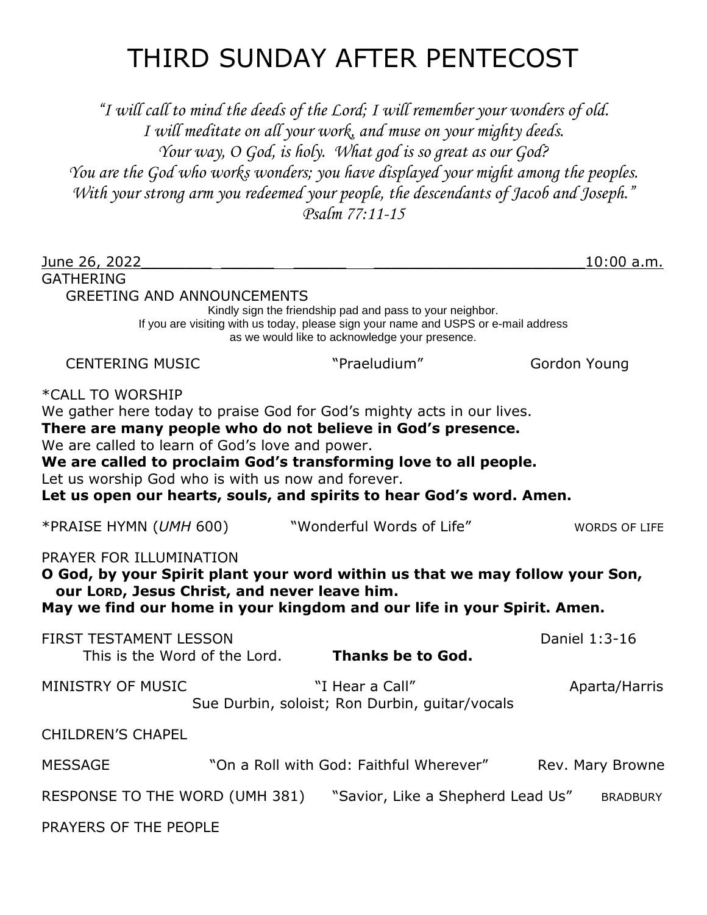# THIRD SUNDAY AFTER PENTECOST

*"I will call to mind the deeds of the Lord; I will remember your wonders of old.*
*I will meditate on all your work, and muse on your mighty deeds.*
*Your way, O God, is holy. What god is so great as our God?*
*You are the God who works wonders; you have displayed your might among the peoples.*
*With your strong arm you redeemed your people, the descendants of Jacob and Joseph."*
*Psalm 77:11-15*

June 26, 2022 10:00 a.m.

GATHERING

GREETING AND ANNOUNCEMENTS

Kindly sign the friendship pad and pass to your neighbor.
If you are visiting with us today, please sign your name and USPS or e-mail address as we would like to acknowledge your presence.

CENTERING MUSIC "Praeludium" Gordon Young

\*CALL TO WORSHIP

We gather here today to praise God for God's mighty acts in our lives.
**There are many people who do not believe in God's presence.**
We are called to learn of God's love and power.
**We are called to proclaim God's transforming love to all people.**
Let us worship God who is with us now and forever.
**Let us open our hearts, souls, and spirits to hear God's word. Amen.**

\*PRAISE HYMN (*UMH* 600) "Wonderful Words of Life" WORDS OF LIFE

PRAYER FOR ILLUMINATION

**O God, by your Spirit plant your word within us that we may follow your Son, our LORD, Jesus Christ, and never leave him.**
**May we find our home in your kingdom and our life in your Spirit. Amen.**

FIRST TESTAMENT LESSON Daniel 1:3-16

This is the Word of the Lord. **Thanks be to God.**

MINISTRY OF MUSIC "I Hear a Call" Aparta/Harris
Sue Durbin, soloist; Ron Durbin, guitar/vocals

CHILDREN'S CHAPEL

MESSAGE "On a Roll with God: Faithful Wherever" Rev. Mary Browne

RESPONSE TO THE WORD (UMH 381) "Savior, Like a Shepherd Lead Us" BRADBURY

PRAYERS OF THE PEOPLE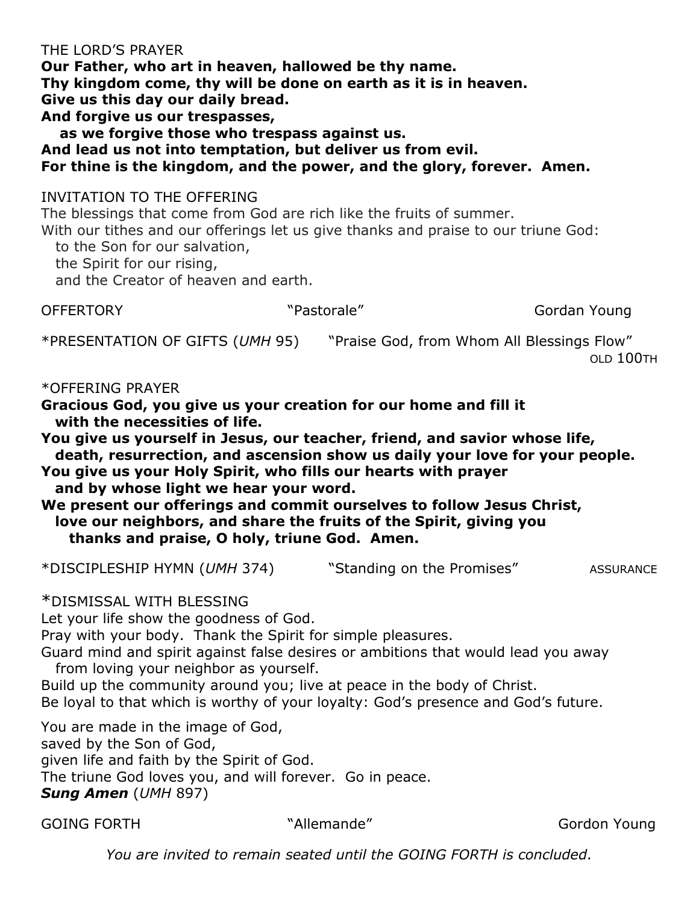THE LORD'S PRAYER

**Our Father, who art in heaven, hallowed be thy name.**
**Thy kingdom come, thy will be done on earth as it is in heaven.**
**Give us this day our daily bread.**
**And forgive us our trespasses,**
**as we forgive those who trespass against us.**
**And lead us not into temptation, but deliver us from evil.**
**For thine is the kingdom, and the power, and the glory, forever. Amen.**

INVITATION TO THE OFFERING

The blessings that come from God are rich like the fruits of summer.
With our tithes and our offerings let us give thanks and praise to our triune God:
to the Son for our salvation,
the Spirit for our rising,
and the Creator of heaven and earth.

OFFERTORY "Pastorale" Gordan Young

*PRESENTATION OF GIFTS (*UMH* 95) "Praise God, from Whom All Blessings Flow"
OLD 100TH

*OFFERING PRAYER

**Gracious God, you give us your creation for our home and fill it with the necessities of life.**
**You give us yourself in Jesus, our teacher, friend, and savior whose life, death, resurrection, and ascension show us daily your love for your people.**
**You give us your Holy Spirit, who fills our hearts with prayer and by whose light we hear your word.**
**We present our offerings and commit ourselves to follow Jesus Christ, love our neighbors, and share the fruits of the Spirit, giving you thanks and praise, O holy, triune God. Amen.**

*DISCIPLESHIP HYMN (*UMH* 374) "Standing on the Promises" ASSURANCE

*DISMISSAL WITH BLESSING

Let your life show the goodness of God.
Pray with your body. Thank the Spirit for simple pleasures.
Guard mind and spirit against false desires or ambitions that would lead you away from loving your neighbor as yourself.
Build up the community around you; live at peace in the body of Christ.
Be loyal to that which is worthy of your loyalty: God's presence and God's future.

You are made in the image of God,
saved by the Son of God,
given life and faith by the Spirit of God.
The triune God loves you, and will forever. Go in peace.
***Sung Amen*** (*UMH* 897)

GOING FORTH "Allemande" Gordon Young

*You are invited to remain seated until the GOING FORTH is concluded.*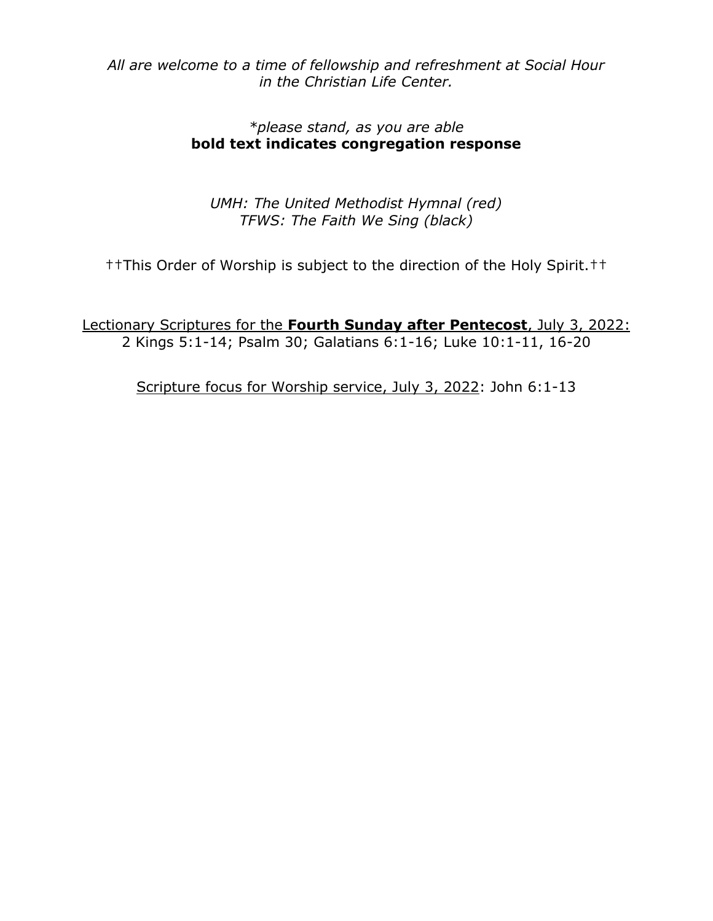*All are welcome to a time of fellowship and refreshment at Social Hour in the Christian Life Center.*

*\*please stand, as you are able*
**bold text indicates congregation response**

*UMH: The United Methodist Hymnal (red)*
*TFWS: The Faith We Sing (black)*

††This Order of Worship is subject to the direction of the Holy Spirit.††

<u>Lectionary Scriptures for the **Fourth Sunday after Pentecost**, July 3, 2022:</u>
2 Kings 5:1-14; Psalm 30; Galatians 6:1-16; Luke 10:1-11, 16-20

<u>Scripture focus for Worship service, July 3, 2022</u>: John 6:1-13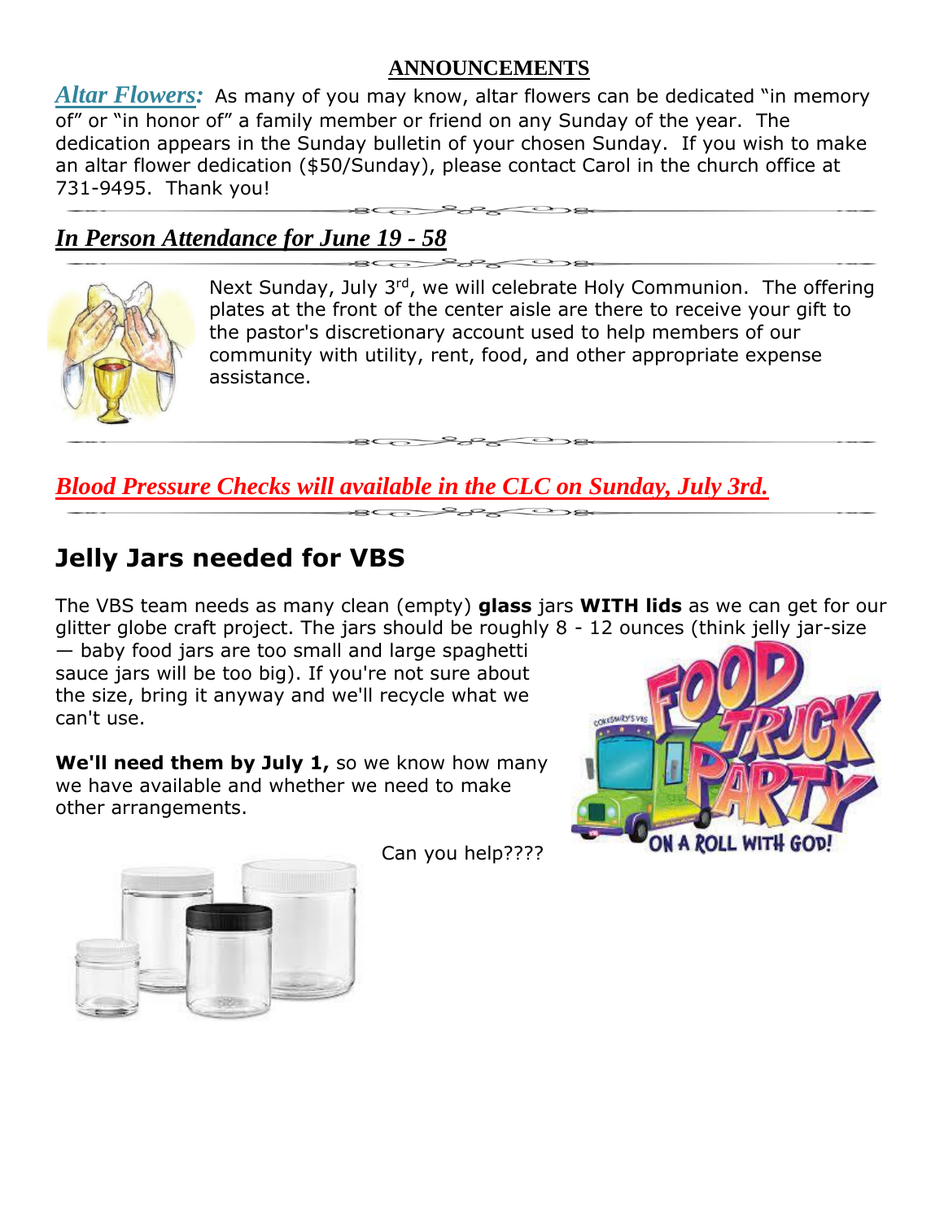## ANNOUNCEMENTS

***Altar Flowers:*** As many of you may know, altar flowers can be dedicated "in memory of" or "in honor of" a family member or friend on any Sunday of the year. The dedication appears in the Sunday bulletin of your chosen Sunday. If you wish to make an altar flower dedication ($50/Sunday), please contact Carol in the church office at 731-9495. Thank you!

***In Person Attendance for June 19 - 58***

Next Sunday, July 3rd, we will celebrate Holy Communion. The offering plates at the front of the center aisle are there to receive your gift to the pastor's discretionary account used to help members of our community with utility, rent, food, and other appropriate expense assistance.

***Blood Pressure Checks will available in the CLC on Sunday, July 3rd.***

## Jelly Jars needed for VBS

The VBS team needs as many clean (empty) **glass** jars **WITH lids** as we can get for our glitter globe craft project. The jars should be roughly 8 - 12 ounces (think jelly jar-size — baby food jars are too small and large spaghetti sauce jars will be too big). If you're not sure about the size, bring it anyway and we'll recycle what we can't use.

**We'll need them by July 1,** so we know how many we have available and whether we need to make other arrangements.

Can you help????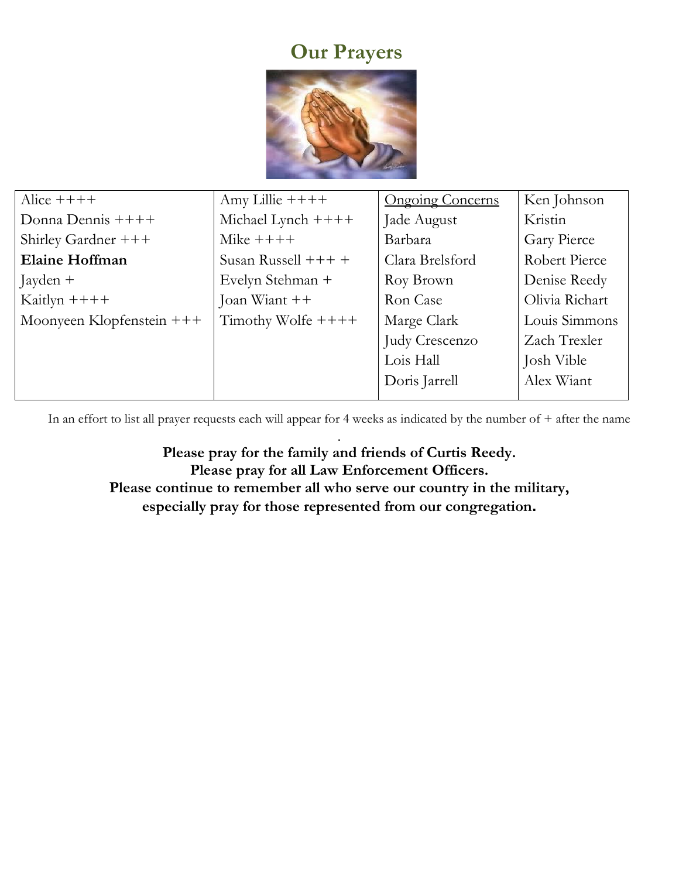# Our Prayers

| Alice ++++ | Amy Lillie ++++ | <u>Ongoing Concerns</u> | Ken Johnson |
|---|---|---|---|
| Donna Dennis ++++ | Michael Lynch ++++ | Jade August | Kristin |
| Shirley Gardner +++ | Mike ++++ | Barbara | Gary Pierce |
| **Elaine Hoffman** | Susan Russell +++ + | Clara Brelsford | Robert Pierce |
| Jayden + | Evelyn Stehman + | Roy Brown | Denise Reedy |
| Kaitlyn ++++ | Joan Wiant ++ | Ron Case | Olivia Richart |
| Moonyeen Klopfenstein +++ | Timothy Wolfe ++++ | Marge Clark | Louis Simmons |
| | | Judy Crescenzo | Zach Trexler |
| | | Lois Hall | Josh Vible |
| | | Doris Jarrell | Alex Wiant |

In an effort to list all prayer requests each will appear for 4 weeks as indicated by the number of + after the name
.

**Please pray for the family and friends of Curtis Reedy.**
**Please pray for all Law Enforcement Officers.**
**Please continue to remember all who serve our country in the military, especially pray for those represented from our congregation.**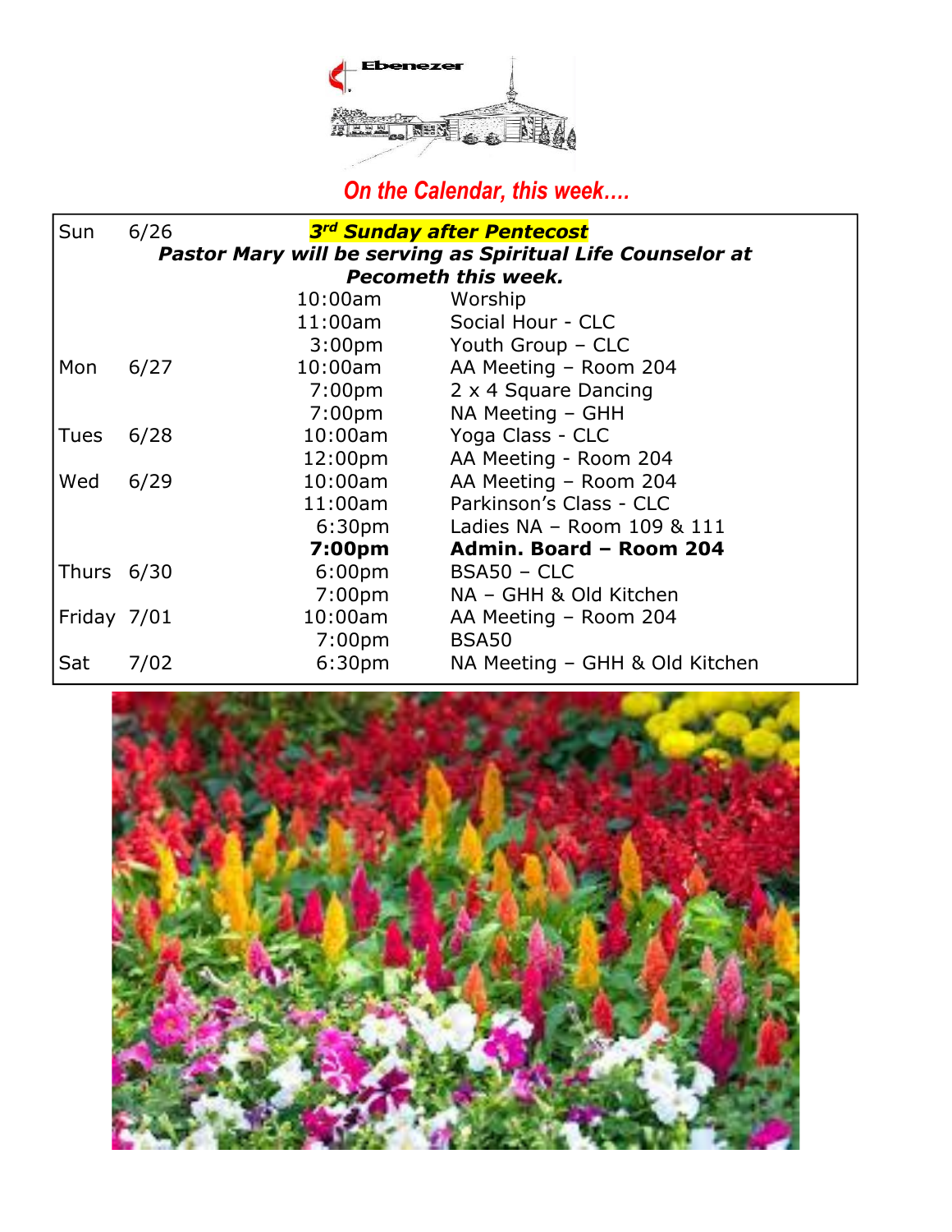Ebenezer

## *On the Calendar, this week….*

| Day | Date | Time | Event |
|---|---|---|---|
| Sun | 6/26 | | ***3rd Sunday after Pentecost*** |
| | | | ***Pastor Mary will be serving as Spiritual Life Counselor at Pecometh this week.*** |
| | | 10:00am | Worship |
| | | 11:00am | Social Hour - CLC |
| | | 3:00pm | Youth Group – CLC |
| Mon | 6/27 | 10:00am | AA Meeting – Room 204 |
| | | 7:00pm | 2 x 4 Square Dancing |
| | | 7:00pm | NA Meeting – GHH |
| Tues | 6/28 | 10:00am | Yoga Class - CLC |
| | | 12:00pm | AA Meeting - Room 204 |
| Wed | 6/29 | 10:00am | AA Meeting – Room 204 |
| | | 11:00am | Parkinson's Class - CLC |
| | | 6:30pm | Ladies NA – Room 109 & 111 |
| | | **7:00pm** | **Admin. Board – Room 204** |
| Thurs | 6/30 | 6:00pm | BSA50 – CLC |
| | | 7:00pm | NA – GHH & Old Kitchen |
| Friday | 7/01 | 10:00am | AA Meeting – Room 204 |
| | | 7:00pm | BSA50 |
| Sat | 7/02 | 6:30pm | NA Meeting – GHH & Old Kitchen |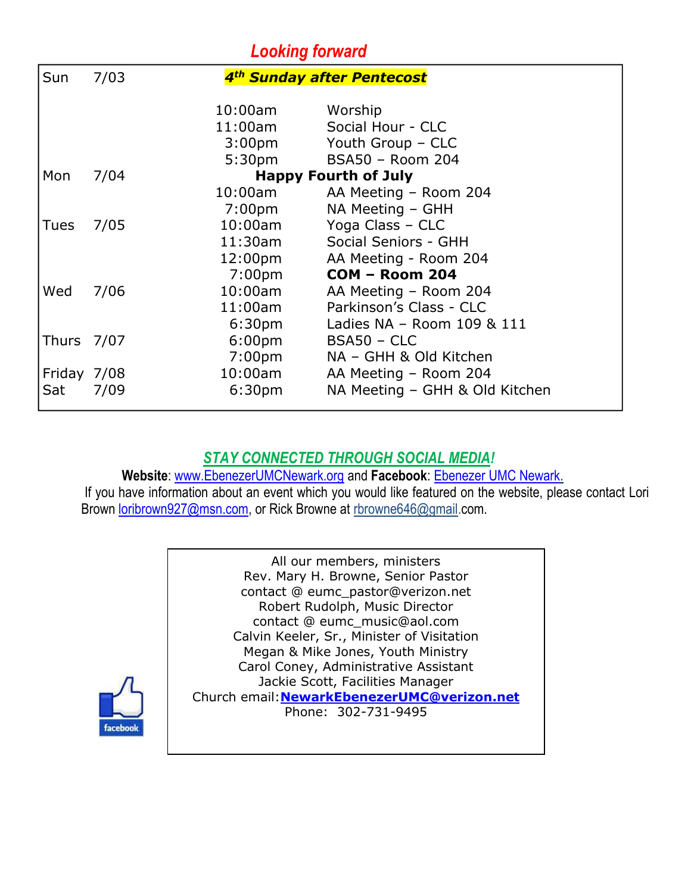## *Looking forward*

| | | | |
|---|---|---|---|
| Sun | 7/03 | | ***4th Sunday after Pentecost*** |
| | | 10:00am | Worship |
| | | 11:00am | Social Hour - CLC |
| | | 3:00pm | Youth Group – CLC |
| | | 5:30pm | BSA50 – Room 204 |
| Mon | 7/04 | | **Happy Fourth of July** |
| | | 10:00am | AA Meeting – Room 204 |
| | | 7:00pm | NA Meeting – GHH |
| Tues | 7/05 | 10:00am | Yoga Class – CLC |
| | | 11:30am | Social Seniors - GHH |
| | | 12:00pm | AA Meeting - Room 204 |
| | | 7:00pm | **COM – Room 204** |
| Wed | 7/06 | 10:00am | AA Meeting – Room 204 |
| | | 11:00am | Parkinson's Class - CLC |
| | | 6:30pm | Ladies NA – Room 109 & 111 |
| Thurs | 7/07 | 6:00pm | BSA50 – CLC |
| | | 7:00pm | NA – GHH & Old Kitchen |
| Friday | 7/08 | 10:00am | AA Meeting – Room 204 |
| Sat | 7/09 | 6:30pm | NA Meeting – GHH & Old Kitchen |

## *STAY CONNECTED THROUGH SOCIAL MEDIA!*

**Website**: www.EbenezerUMCNewark.org and **Facebook**: Ebenezer UMC Newark.

If you have information about an event which you would like featured on the website, please contact Lori Brown loribrown927@msn.com, or Rick Browne at rbrowne646@gmail.com.

All our members, ministers
Rev. Mary H. Browne, Senior Pastor
contact @ eumc_pastor@verizon.net
Robert Rudolph, Music Director
contact @ eumc_music@aol.com
Calvin Keeler, Sr., Minister of Visitation
Megan & Mike Jones, Youth Ministry
Carol Coney, Administrative Assistant
Jackie Scott, Facilities Manager
Church email: **NewarkEbenezerUMC@verizon.net**
Phone: 302-731-9495